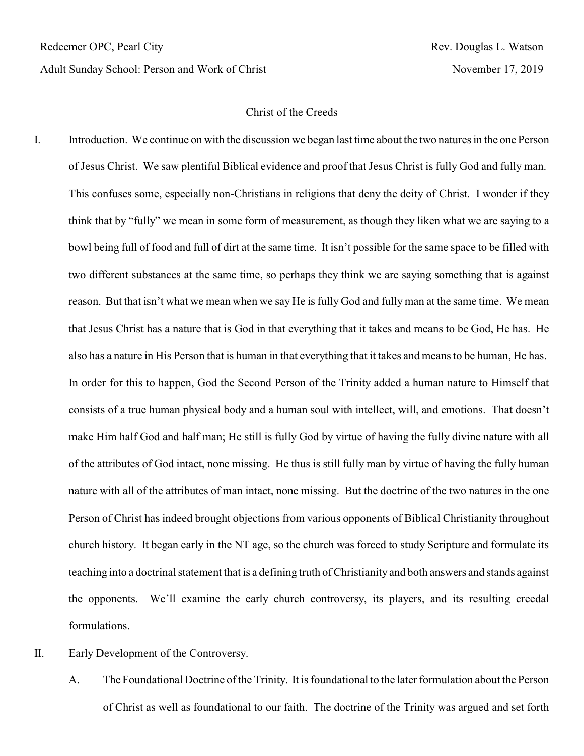Redeemer OPC, Pearl City  Rev. Douglas L. Watson

Adult Sunday School: Person and Work of Christ  November 17, 2019

# Christ of the Creeds

I. Introduction. We continue on with the discussion we began last time about the two natures in the one Person of Jesus Christ. We saw plentiful Biblical evidence and proof that Jesus Christ is fully God and fully man. This confuses some, especially non-Christians in religions that deny the deity of Christ. I wonder if they think that by "fully" we mean in some form of measurement, as though they liken what we are saying to a bowl being full of food and full of dirt at the same time. It isn't possible for the same space to be filled with two different substances at the same time, so perhaps they think we are saying something that is against reason. But that isn't what we mean when we say He is fully God and fully man at the same time. We mean that Jesus Christ has a nature that is God in that everything that it takes and means to be God, He has. He also has a nature in His Person that is human in that everything that it takes and means to be human, He has. In order for this to happen, God the Second Person of the Trinity added a human nature to Himself that consists of a true human physical body and a human soul with intellect, will, and emotions. That doesn't make Him half God and half man; He still is fully God by virtue of having the fully divine nature with all of the attributes of God intact, none missing. He thus is still fully man by virtue of having the fully human nature with all of the attributes of man intact, none missing. But the doctrine of the two natures in the one Person of Christ has indeed brought objections from various opponents of Biblical Christianity throughout church history. It began early in the NT age, so the church was forced to study Scripture and formulate its teaching into a doctrinal statement that is a defining truth of Christianity and both answers and stands against the opponents. We'll examine the early church controversy, its players, and its resulting creedal formulations.

II. Early Development of the Controversy.

   A. The Foundational Doctrine of the Trinity. It is foundational to the later formulation about the Person of Christ as well as foundational to our faith. The doctrine of the Trinity was argued and set forth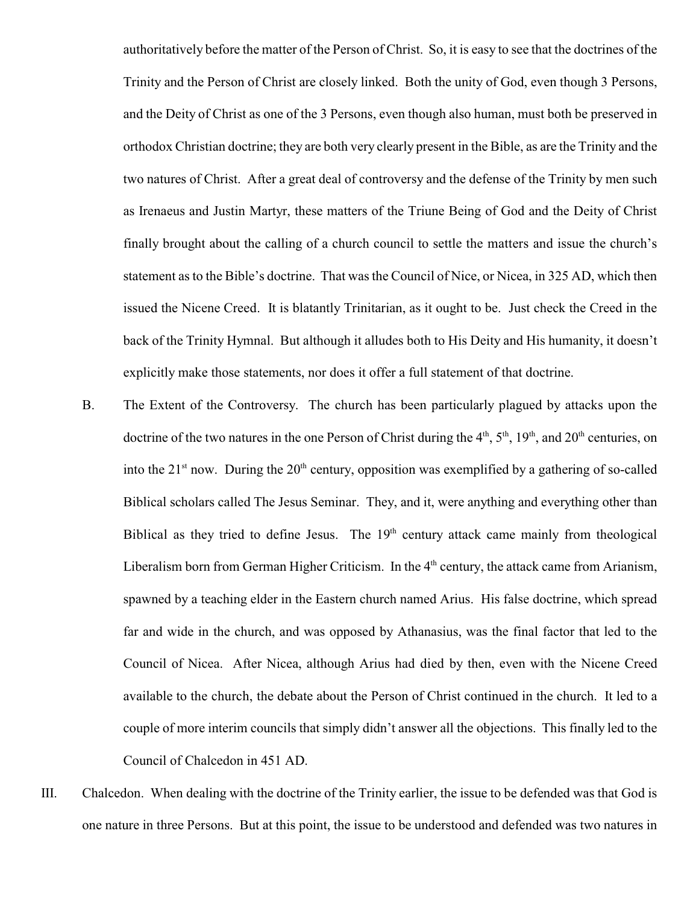authoritatively before the matter of the Person of Christ. So, it is easy to see that the doctrines of the Trinity and the Person of Christ are closely linked. Both the unity of God, even though 3 Persons, and the Deity of Christ as one of the 3 Persons, even though also human, must both be preserved in orthodox Christian doctrine; they are both very clearly present in the Bible, as are the Trinity and the two natures of Christ. After a great deal of controversy and the defense of the Trinity by men such as Irenaeus and Justin Martyr, these matters of the Triune Being of God and the Deity of Christ finally brought about the calling of a church council to settle the matters and issue the church's statement as to the Bible's doctrine. That was the Council of Nice, or Nicea, in 325 AD, which then issued the Nicene Creed. It is blatantly Trinitarian, as it ought to be. Just check the Creed in the back of the Trinity Hymnal. But although it alludes both to His Deity and His humanity, it doesn't explicitly make those statements, nor does it offer a full statement of that doctrine.

B. The Extent of the Controversy. The church has been particularly plagued by attacks upon the doctrine of the two natures in the one Person of Christ during the 4th, 5th, 19th, and 20th centuries, on into the 21st now. During the 20th century, opposition was exemplified by a gathering of so-called Biblical scholars called The Jesus Seminar. They, and it, were anything and everything other than Biblical as they tried to define Jesus. The 19th century attack came mainly from theological Liberalism born from German Higher Criticism. In the 4th century, the attack came from Arianism, spawned by a teaching elder in the Eastern church named Arius. His false doctrine, which spread far and wide in the church, and was opposed by Athanasius, was the final factor that led to the Council of Nicea. After Nicea, although Arius had died by then, even with the Nicene Creed available to the church, the debate about the Person of Christ continued in the church. It led to a couple of more interim councils that simply didn't answer all the objections. This finally led to the Council of Chalcedon in 451 AD.

III. Chalcedon. When dealing with the doctrine of the Trinity earlier, the issue to be defended was that God is one nature in three Persons. But at this point, the issue to be understood and defended was two natures in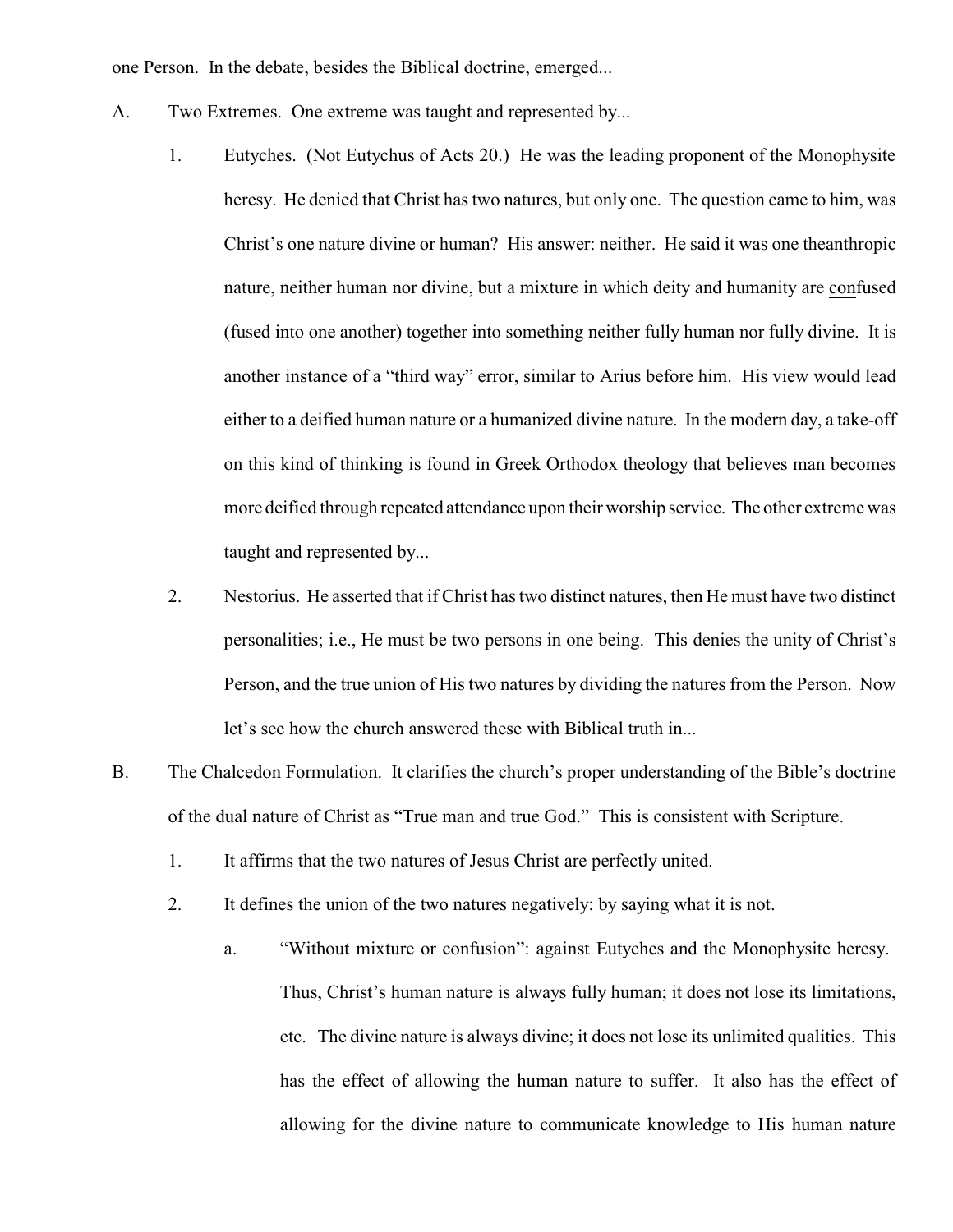one Person. In the debate, besides the Biblical doctrine, emerged...

A. Two Extremes. One extreme was taught and represented by...

1. Eutyches. (Not Eutychus of Acts 20.) He was the leading proponent of the Monophysite heresy. He denied that Christ has two natures, but only one. The question came to him, was Christ's one nature divine or human? His answer: neither. He said it was one theanthropic nature, neither human nor divine, but a mixture in which deity and humanity are <u>con</u>fused (fused into one another) together into something neither fully human nor fully divine. It is another instance of a "third way" error, similar to Arius before him. His view would lead either to a deified human nature or a humanized divine nature. In the modern day, a take-off on this kind of thinking is found in Greek Orthodox theology that believes man becomes more deified through repeated attendance upon their worship service. The other extreme was taught and represented by...

2. Nestorius. He asserted that if Christ has two distinct natures, then He must have two distinct personalities; i.e., He must be two persons in one being. This denies the unity of Christ's Person, and the true union of His two natures by dividing the natures from the Person. Now let's see how the church answered these with Biblical truth in...

B. The Chalcedon Formulation. It clarifies the church's proper understanding of the Bible's doctrine of the dual nature of Christ as "True man and true God." This is consistent with Scripture.

1. It affirms that the two natures of Jesus Christ are perfectly united.

2. It defines the union of the two natures negatively: by saying what it is not.

   a. "Without mixture or confusion": against Eutyches and the Monophysite heresy. Thus, Christ's human nature is always fully human; it does not lose its limitations, etc. The divine nature is always divine; it does not lose its unlimited qualities. This has the effect of allowing the human nature to suffer. It also has the effect of allowing for the divine nature to communicate knowledge to His human nature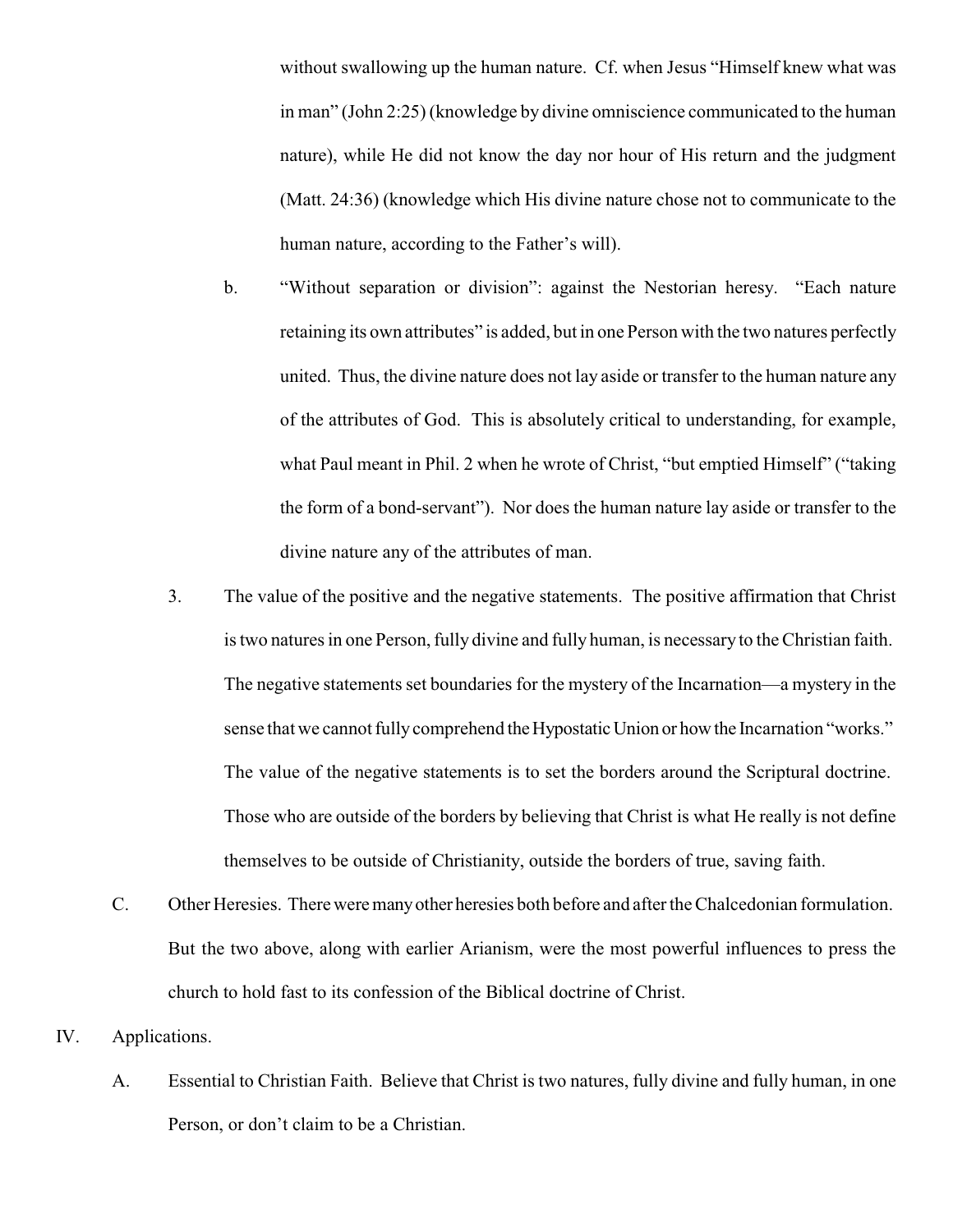without swallowing up the human nature. Cf. when Jesus "Himself knew what was in man" (John 2:25) (knowledge by divine omniscience communicated to the human nature), while He did not know the day nor hour of His return and the judgment (Matt. 24:36) (knowledge which His divine nature chose not to communicate to the human nature, according to the Father's will).

b. "Without separation or division": against the Nestorian heresy. "Each nature retaining its own attributes" is added, but in one Person with the two natures perfectly united. Thus, the divine nature does not lay aside or transfer to the human nature any of the attributes of God. This is absolutely critical to understanding, for example, what Paul meant in Phil. 2 when he wrote of Christ, "but emptied Himself" ("taking the form of a bond-servant"). Nor does the human nature lay aside or transfer to the divine nature any of the attributes of man.

3. The value of the positive and the negative statements. The positive affirmation that Christ is two natures in one Person, fully divine and fully human, is necessary to the Christian faith. The negative statements set boundaries for the mystery of the Incarnation—a mystery in the sense that we cannot fully comprehend the Hypostatic Union or how the Incarnation "works." The value of the negative statements is to set the borders around the Scriptural doctrine. Those who are outside of the borders by believing that Christ is what He really is not define themselves to be outside of Christianity, outside the borders of true, saving faith.

C. Other Heresies. There were many other heresies both before and after the Chalcedonian formulation. But the two above, along with earlier Arianism, were the most powerful influences to press the church to hold fast to its confession of the Biblical doctrine of Christ.

IV. Applications.

A. Essential to Christian Faith. Believe that Christ is two natures, fully divine and fully human, in one Person, or don't claim to be a Christian.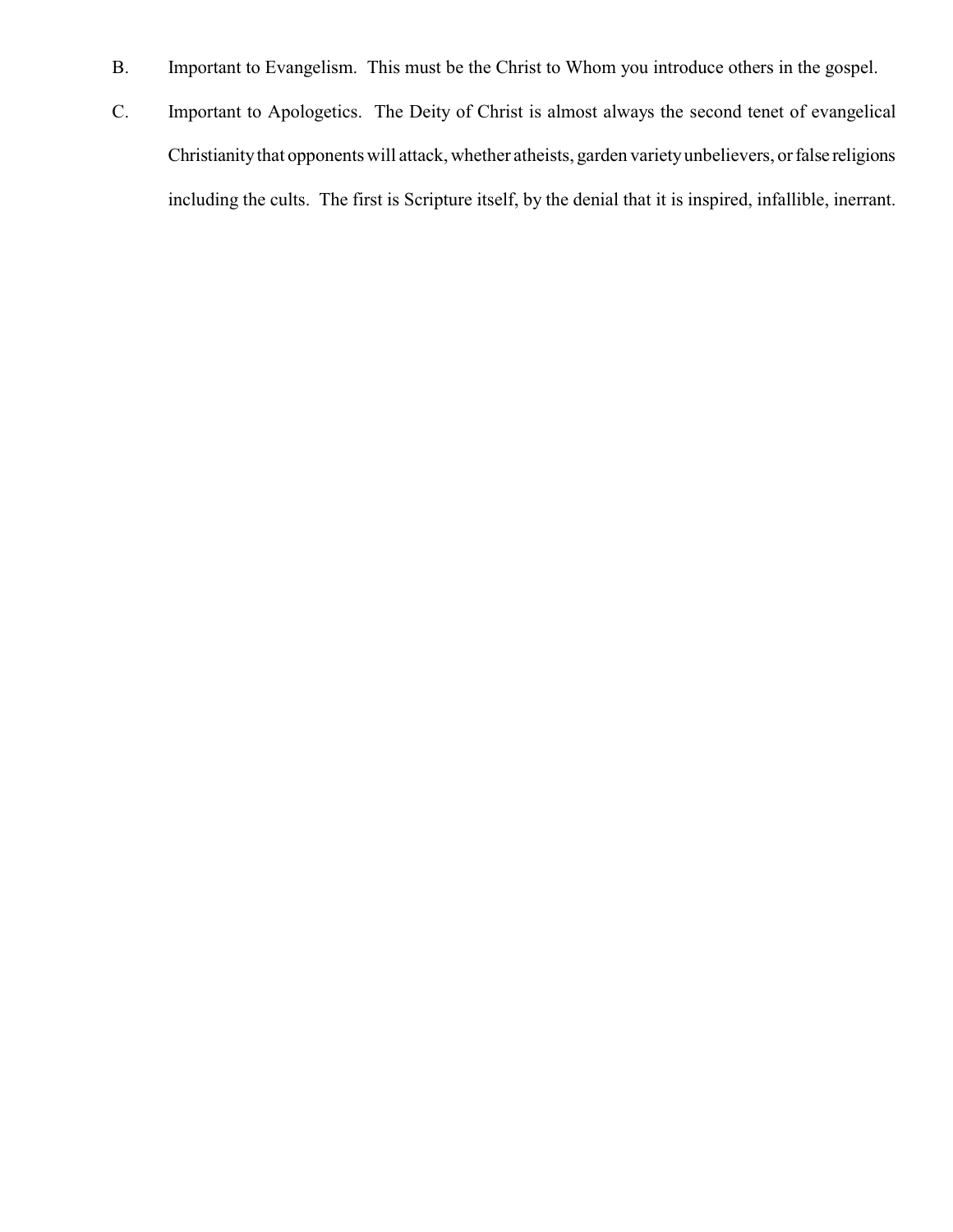B. Important to Evangelism. This must be the Christ to Whom you introduce others in the gospel.

C. Important to Apologetics. The Deity of Christ is almost always the second tenet of evangelical Christianity that opponents will attack, whether atheists, garden variety unbelievers, or false religions including the cults. The first is Scripture itself, by the denial that it is inspired, infallible, inerrant.